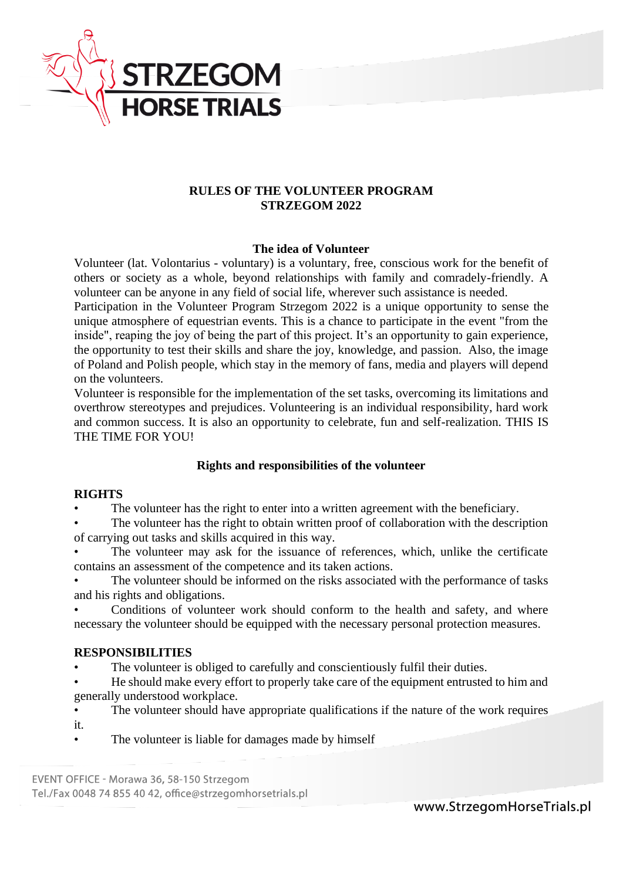# RULES OF THE VOLUNTEER PROGRAM STRZEGOM 2022

## The idea of Volunteer

Volunteer (lat. Volontarius - voluntary) is a voluntary, free, conscious work for the benefit of others or society as a whole, beyond relationships with family and comradely-friendly. A volunteer can be anyone in any field of social life, wherever such assistance is needed.

Participation in the Volunteer Program Strzegom 2022 is a unique opportunity to sense the unique atmosphere of equestrian events. This is a chance to participate in the event "from the inside", reaping the joy of being the part of this project. It's an opportunity to gain experience, the opportunity to test their skills and share the joy, knowledge, and passion. Also, the image of Poland and Polish people, which stay in the memory of fans, media and players will depend on the volunteers.

Volunteer is responsible for the implementation of the set tasks, overcoming its limitations and overthrow stereotypes and prejudices. Volunteering is an individual responsibility, hard work and common success. It is also an opportunity to celebrate, fun and self-realization. THIS IS THE TIME FOR YOU!

## Rights and responsibilities of the volunteer

### RIGHTS

- The volunteer has the right to enter into a written agreement with the beneficiary.
- The volunteer has the right to obtain written proof of collaboration with the description of carrying out tasks and skills acquired in this way.
- The volunteer may ask for the issuance of references, which, unlike the certificate contains an assessment of the competence and its taken actions.
- The volunteer should be informed on the risks associated with the performance of tasks and his rights and obligations.
- Conditions of volunteer work should conform to the health and safety, and where necessary the volunteer should be equipped with the necessary personal protection measures.

### RESPONSIBILITIES

- The volunteer is obliged to carefully and conscientiously fulfil their duties.
- He should make every effort to properly take care of the equipment entrusted to him and generally understood workplace.
- The volunteer should have appropriate qualifications if the nature of the work requires it.
- The volunteer is liable for damages made by himself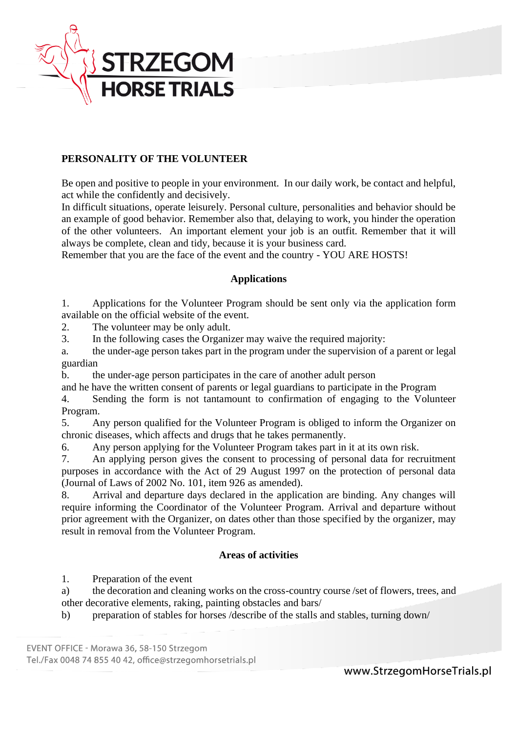**PERSONALITY OF THE VOLUNTEER**

Be open and positive to people in your environment. In our daily work, be contact and helpful, act while the confidently and decisively.
In difficult situations, operate leisurely. Personal culture, personalities and behavior should be an example of good behavior. Remember also that, delaying to work, you hinder the operation of the other volunteers. An important element your job is an outfit. Remember that it will always be complete, clean and tidy, because it is your business card.
Remember that you are the face of the event and the country - YOU ARE HOSTS!

## Applications

1. Applications for the Volunteer Program should be sent only via the application form available on the official website of the event.
2. The volunteer may be only adult.
3. In the following cases the Organizer may waive the required majority:
   a. the under-age person takes part in the program under the supervision of a parent or legal guardian
   b. the under-age person participates in the care of another adult person and he have the written consent of parents or legal guardians to participate in the Program
4. Sending the form is not tantamount to confirmation of engaging to the Volunteer Program.
5. Any person qualified for the Volunteer Program is obliged to inform the Organizer on chronic diseases, which affects and drugs that he takes permanently.
6. Any person applying for the Volunteer Program takes part in it at its own risk.
7. An applying person gives the consent to processing of personal data for recruitment purposes in accordance with the Act of 29 August 1997 on the protection of personal data (Journal of Laws of 2002 No. 101, item 926 as amended).
8. Arrival and departure days declared in the application are binding. Any changes will require informing the Coordinator of the Volunteer Program. Arrival and departure without prior agreement with the Organizer, on dates other than those specified by the organizer, may result in removal from the Volunteer Program.

## Areas of activities

1. Preparation of the event
   a) the decoration and cleaning works on the cross-country course /set of flowers, trees, and other decorative elements, raking, painting obstacles and bars/
   b) preparation of stables for horses /describe of the stalls and stables, turning down/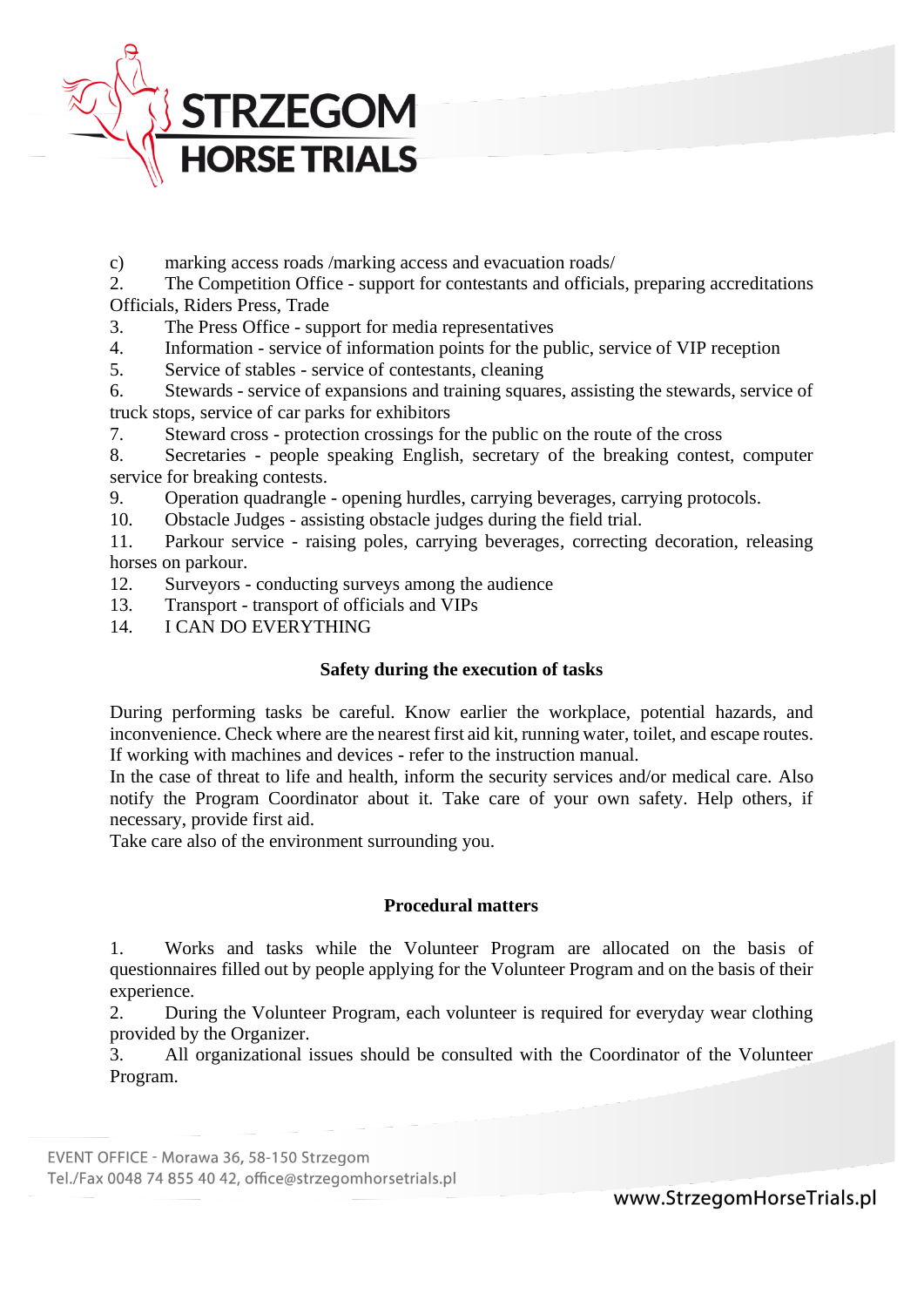c) marking access roads /marking access and evacuation roads/

2. The Competition Office - support for contestants and officials, preparing accreditations Officials, Riders Press, Trade
3. The Press Office - support for media representatives
4. Information - service of information points for the public, service of VIP reception
5. Service of stables - service of contestants, cleaning
6. Stewards - service of expansions and training squares, assisting the stewards, service of truck stops, service of car parks for exhibitors
7. Steward cross - protection crossings for the public on the route of the cross
8. Secretaries - people speaking English, secretary of the breaking contest, computer service for breaking contests.
9. Operation quadrangle - opening hurdles, carrying beverages, carrying protocols.
10. Obstacle Judges - assisting obstacle judges during the field trial.
11. Parkour service - raising poles, carrying beverages, correcting decoration, releasing horses on parkour.
12. Surveyors - conducting surveys among the audience
13. Transport - transport of officials and VIPs
14. I CAN DO EVERYTHING

**Safety during the execution of tasks**

During performing tasks be careful. Know earlier the workplace, potential hazards, and inconvenience. Check where are the nearest first aid kit, running water, toilet, and escape routes. If working with machines and devices - refer to the instruction manual.
In the case of threat to life and health, inform the security services and/or medical care. Also notify the Program Coordinator about it. Take care of your own safety. Help others, if necessary, provide first aid.
Take care also of the environment surrounding you.

**Procedural matters**

1. Works and tasks while the Volunteer Program are allocated on the basis of questionnaires filled out by people applying for the Volunteer Program and on the basis of their experience.
2. During the Volunteer Program, each volunteer is required for everyday wear clothing provided by the Organizer.
3. All organizational issues should be consulted with the Coordinator of the Volunteer Program.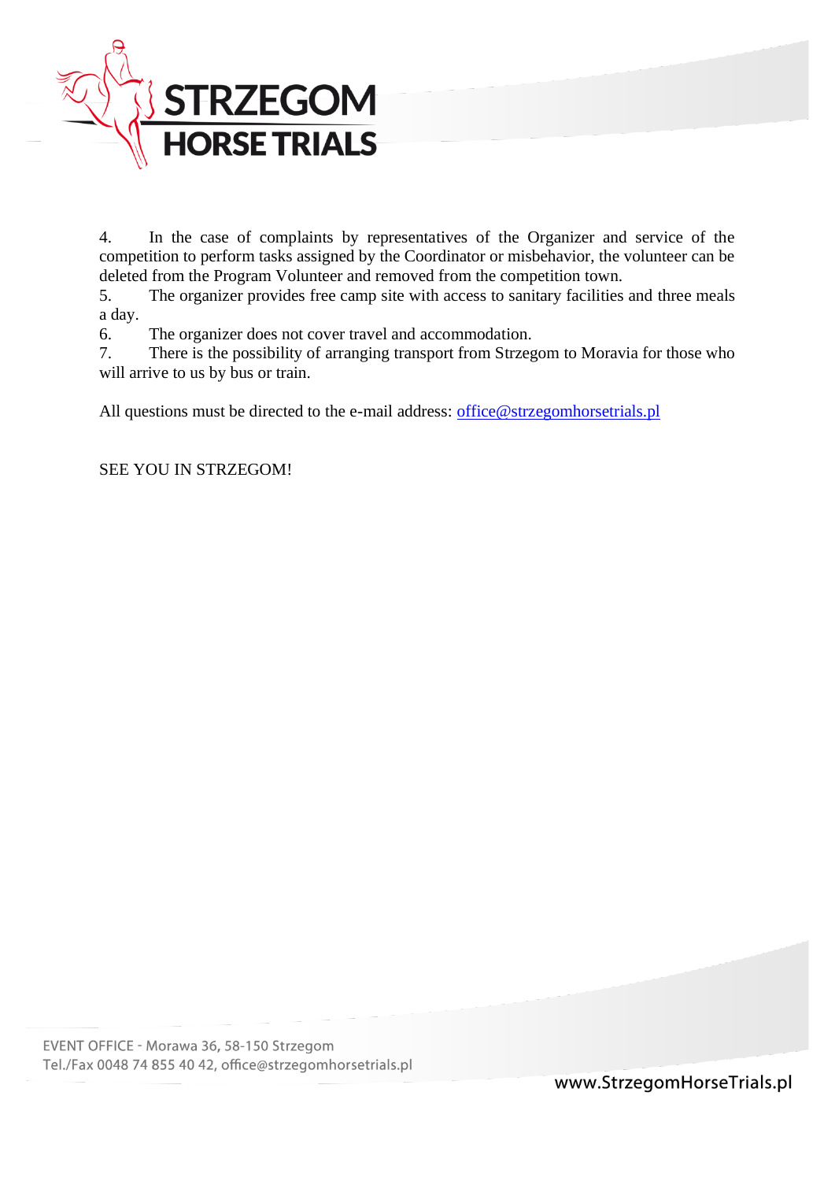4. In the case of complaints by representatives of the Organizer and service of the competition to perform tasks assigned by the Coordinator or misbehavior, the volunteer can be deleted from the Program Volunteer and removed from the competition town.
5. The organizer provides free camp site with access to sanitary facilities and three meals a day.
6. The organizer does not cover travel and accommodation.
7. There is the possibility of arranging transport from Strzegom to Moravia for those who will arrive to us by bus or train.

All questions must be directed to the e-mail address: office@strzegomhorsetrials.pl

SEE YOU IN STRZEGOM!